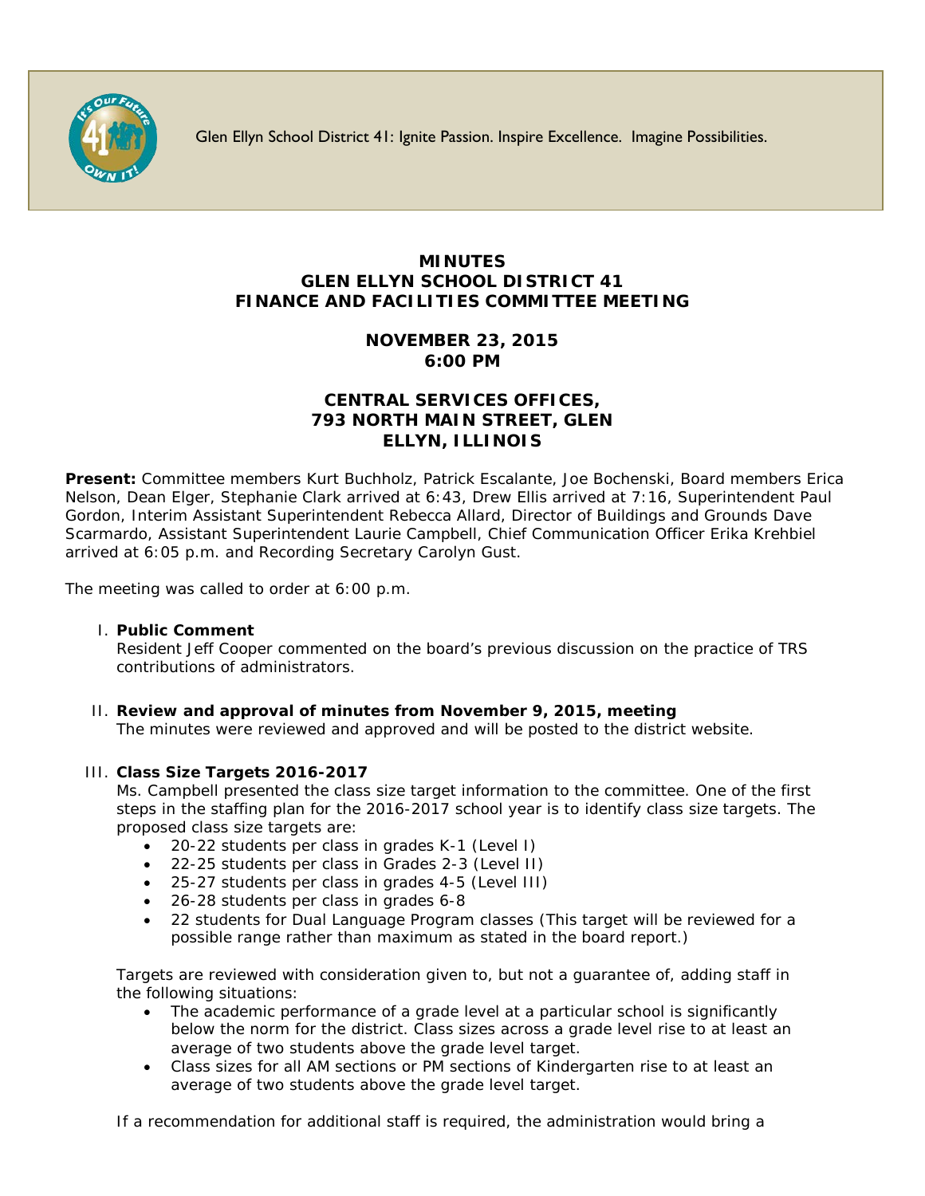Glen Ellyn School District 41: Ignite Passion. Inspire Excellence. Imagine Possibilities.

# MINUTES
# GLEN ELLYN SCHOOL DISTRICT 41
# FINANCE AND FACILITIES COMMITTEE MEETING

## NOVEMBER 23, 2015
## 6:00 PM

## CENTRAL SERVICES OFFICES, 793 NORTH MAIN STREET, GLEN ELLYN, ILLINOIS

**Present:** Committee members Kurt Buchholz, Patrick Escalante, Joe Bochenski, Board members Erica Nelson, Dean Elger, Stephanie Clark arrived at 6:43, Drew Ellis arrived at 7:16, Superintendent Paul Gordon, Interim Assistant Superintendent Rebecca Allard, Director of Buildings and Grounds Dave Scarmardo, Assistant Superintendent Laurie Campbell, Chief Communication Officer Erika Krehbiel arrived at 6:05 p.m. and Recording Secretary Carolyn Gust.

The meeting was called to order at 6:00 p.m.

I. **Public Comment**
   Resident Jeff Cooper commented on the board's previous discussion on the practice of TRS contributions of administrators.

II. **Review and approval of minutes from November 9, 2015, meeting**
   The minutes were reviewed and approved and will be posted to the district website.

III. **Class Size Targets 2016-2017**
   Ms. Campbell presented the class size target information to the committee. One of the first steps in the staffing plan for the 2016-2017 school year is to identify class size targets. The proposed class size targets are:
   - 20-22 students per class in grades K-1 (Level I)
   - 22-25 students per class in Grades 2-3 (Level II)
   - 25-27 students per class in grades 4-5 (Level III)
   - 26-28 students per class in grades 6-8
   - 22 students for Dual Language Program classes (This target will be reviewed for a possible range rather than maximum as stated in the board report.)

   Targets are reviewed with consideration given to, but not a guarantee of, adding staff in the following situations:
   - The academic performance of a grade level at a particular school is significantly below the norm for the district. Class sizes across a grade level rise to at least an average of two students above the grade level target.
   - Class sizes for all AM sections or PM sections of Kindergarten rise to at least an average of two students above the grade level target.

   If a recommendation for additional staff is required, the administration would bring a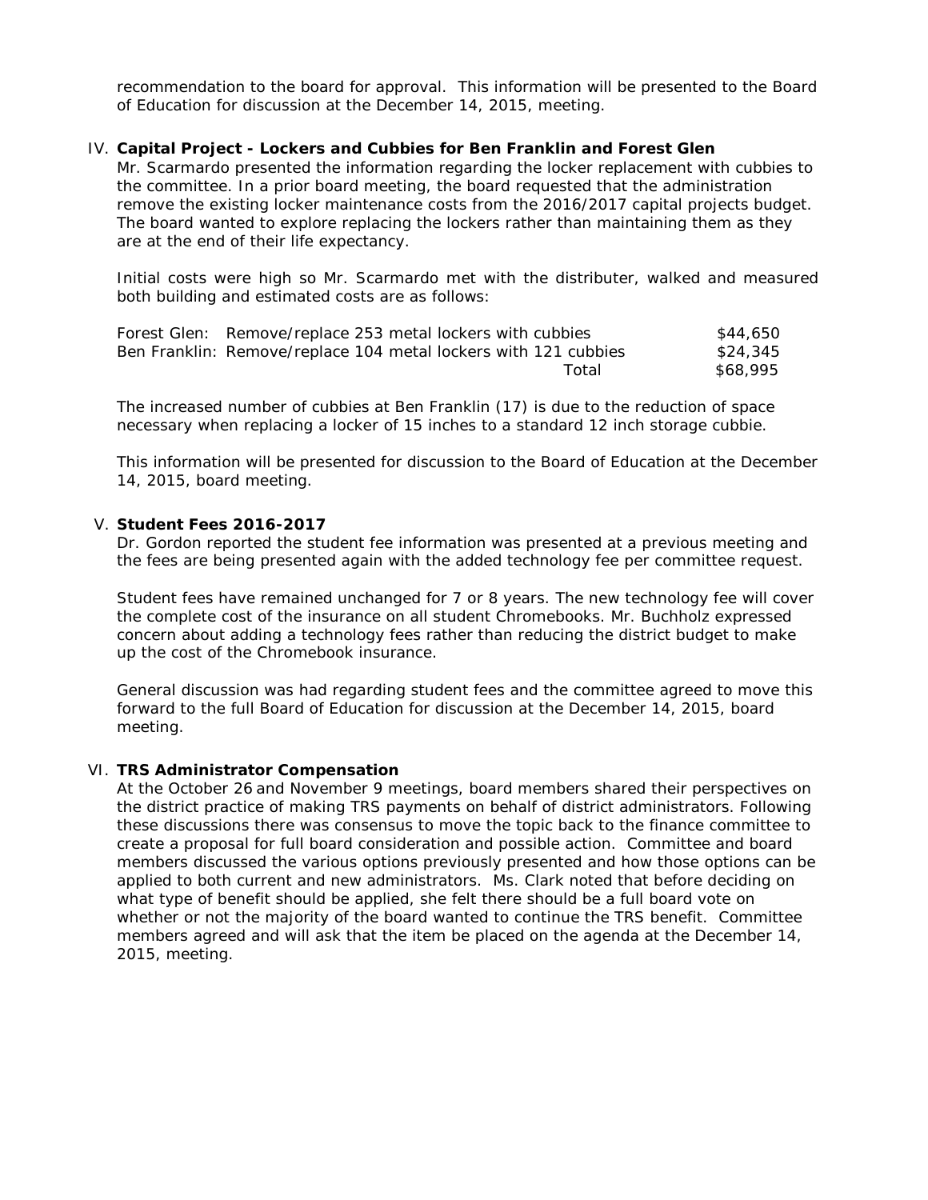recommendation to the board for approval. This information will be presented to the Board of Education for discussion at the December 14, 2015, meeting.

IV. **Capital Project - Lockers and Cubbies for Ben Franklin and Forest Glen**

Mr. Scarmardo presented the information regarding the locker replacement with cubbies to the committee. In a prior board meeting, the board requested that the administration remove the existing locker maintenance costs from the 2016/2017 capital projects budget. The board wanted to explore replacing the lockers rather than maintaining them as they are at the end of their life expectancy.

Initial costs were high so Mr. Scarmardo met with the distributer, walked and measured both building and estimated costs are as follows:

| | | |
|---|---|---|
| Forest Glen: | Remove/replace 253 metal lockers with cubbies | $44,650 |
| Ben Franklin: | Remove/replace 104 metal lockers with 121 cubbies | $24,345 |
| | Total | $68,995 |

The increased number of cubbies at Ben Franklin (17) is due to the reduction of space necessary when replacing a locker of 15 inches to a standard 12 inch storage cubbie.

This information will be presented for discussion to the Board of Education at the December 14, 2015, board meeting.

V. **Student Fees 2016-2017**

Dr. Gordon reported the student fee information was presented at a previous meeting and the fees are being presented again with the added technology fee per committee request.

Student fees have remained unchanged for 7 or 8 years. The new technology fee will cover the complete cost of the insurance on all student Chromebooks. Mr. Buchholz expressed concern about adding a technology fees rather than reducing the district budget to make up the cost of the Chromebook insurance.

General discussion was had regarding student fees and the committee agreed to move this forward to the full Board of Education for discussion at the December 14, 2015, board meeting.

VI. **TRS Administrator Compensation**

At the October 26 and November 9 meetings, board members shared their perspectives on the district practice of making TRS payments on behalf of district administrators. Following these discussions there was consensus to move the topic back to the finance committee to create a proposal for full board consideration and possible action. Committee and board members discussed the various options previously presented and how those options can be applied to both current and new administrators. Ms. Clark noted that before deciding on what type of benefit should be applied, she felt there should be a full board vote on whether or not the majority of the board wanted to continue the TRS benefit. Committee members agreed and will ask that the item be placed on the agenda at the December 14, 2015, meeting.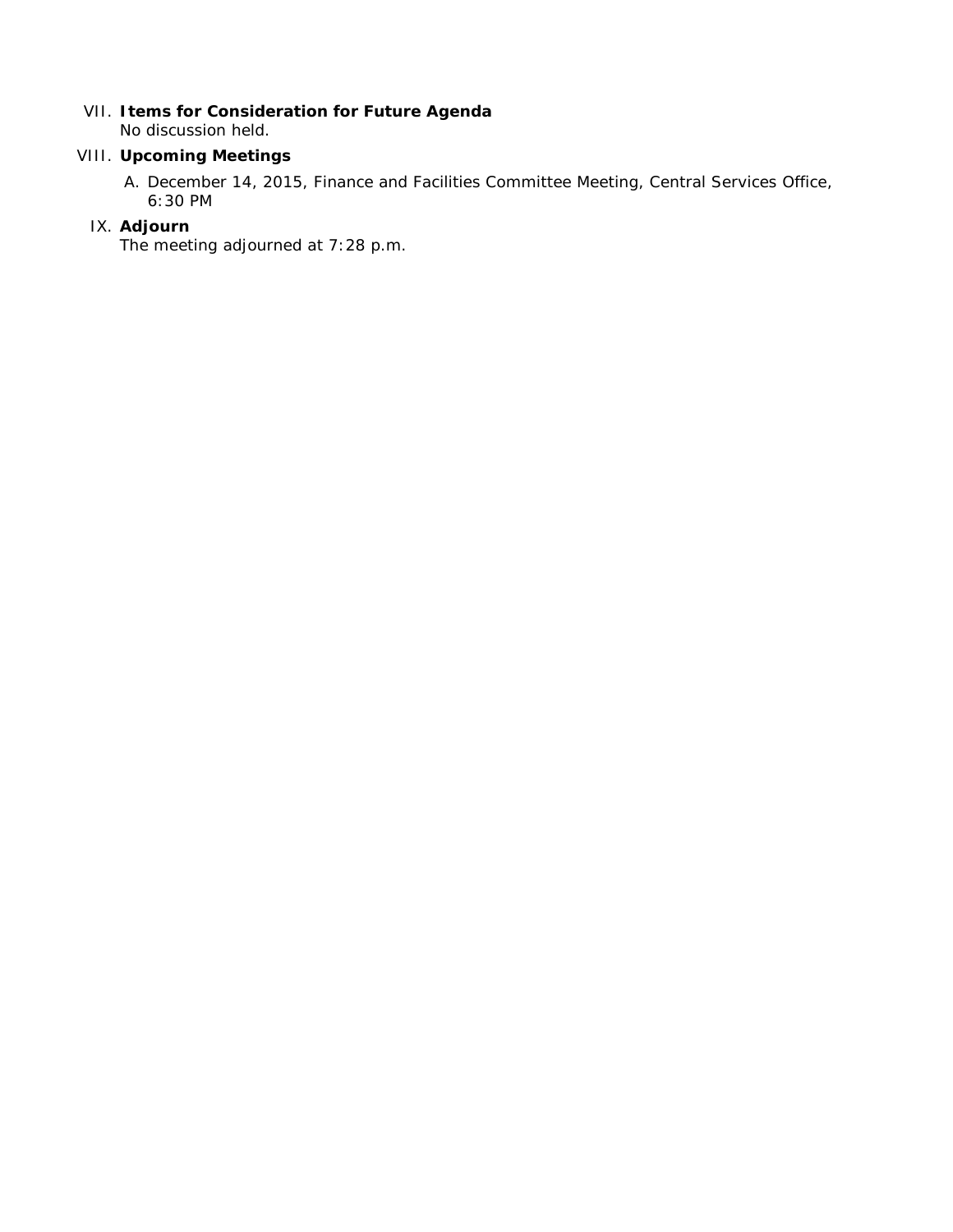VII. **Items for Consideration for Future Agenda**
No discussion held.

VIII. **Upcoming Meetings**

A. December 14, 2015, Finance and Facilities Committee Meeting, Central Services Office, 6:30 PM

IX. **Adjourn**
The meeting adjourned at 7:28 p.m.